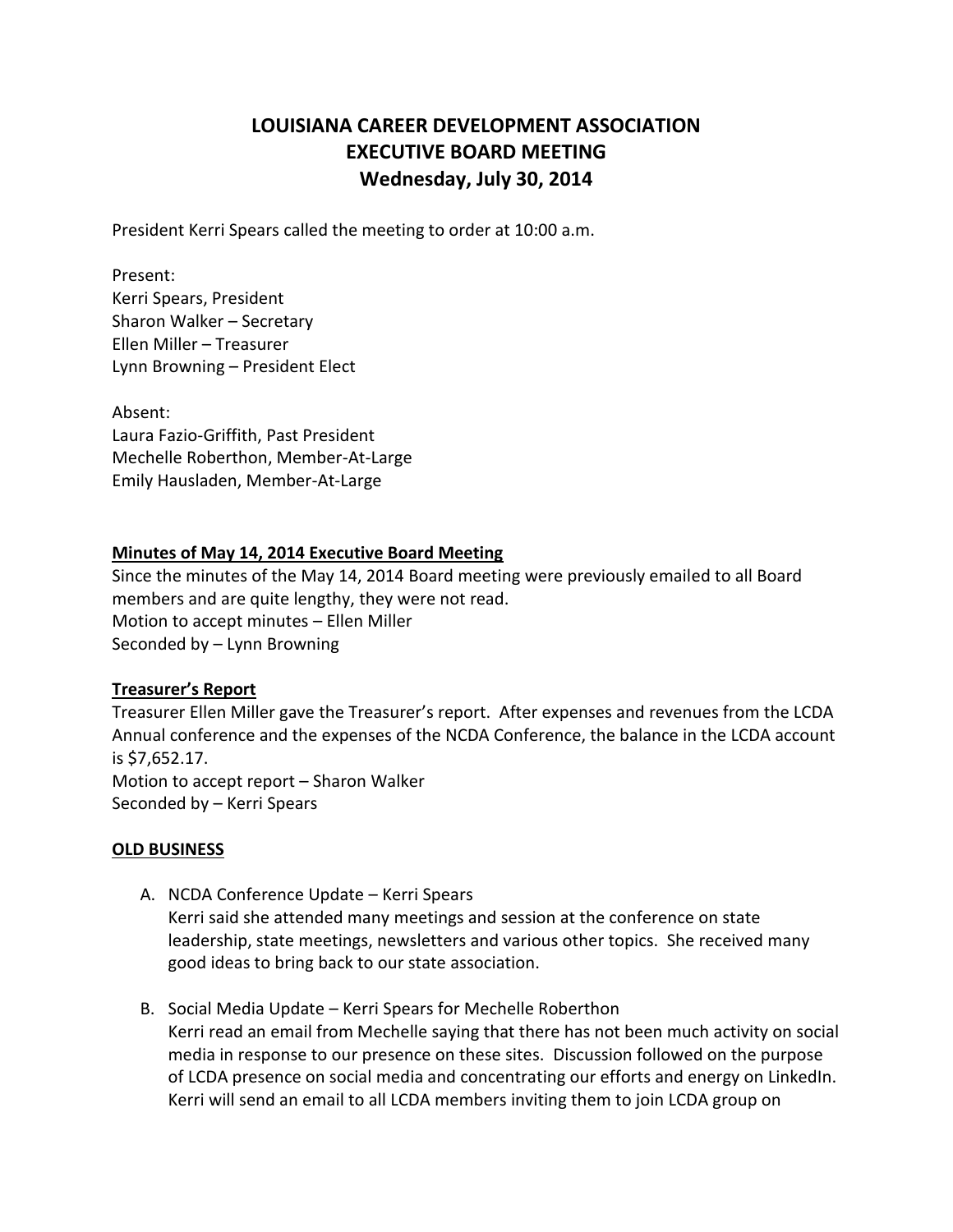# LOUISIANA CAREER DEVELOPMENT ASSOCIATION
# EXECUTIVE BOARD MEETING
# Wednesday, July 30, 2014

President Kerri Spears called the meeting to order at 10:00 a.m.

Present:
Kerri Spears, President
Sharon Walker – Secretary
Ellen Miller – Treasurer
Lynn Browning – President Elect

Absent:
Laura Fazio-Griffith, Past President
Mechelle Roberthon, Member-At-Large
Emily Hausladen, Member-At-Large

**<u>Minutes of May 14, 2014 Executive Board Meeting</u>**

Since the minutes of the May 14, 2014 Board meeting were previously emailed to all Board members and are quite lengthy, they were not read.
Motion to accept minutes – Ellen Miller
Seconded by – Lynn Browning

**<u>Treasurer's Report</u>**

Treasurer Ellen Miller gave the Treasurer's report. After expenses and revenues from the LCDA Annual conference and the expenses of the NCDA Conference, the balance in the LCDA account is $7,652.17.
Motion to accept report – Sharon Walker
Seconded by – Kerri Spears

**<u>OLD BUSINESS</u>**

A. NCDA Conference Update – Kerri Spears
   Kerri said she attended many meetings and session at the conference on state leadership, state meetings, newsletters and various other topics. She received many good ideas to bring back to our state association.

B. Social Media Update – Kerri Spears for Mechelle Roberthon
   Kerri read an email from Mechelle saying that there has not been much activity on social media in response to our presence on these sites. Discussion followed on the purpose of LCDA presence on social media and concentrating our efforts and energy on LinkedIn. Kerri will send an email to all LCDA members inviting them to join LCDA group on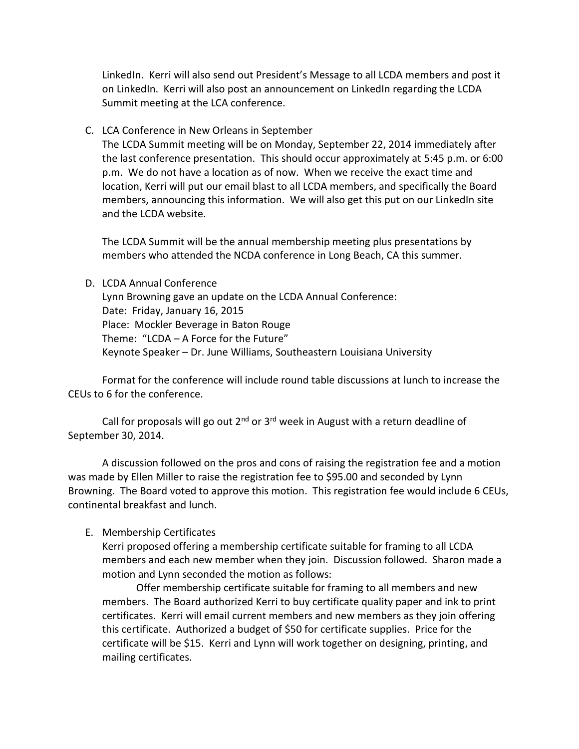LinkedIn. Kerri will also send out President's Message to all LCDA members and post it on LinkedIn. Kerri will also post an announcement on LinkedIn regarding the LCDA Summit meeting at the LCA conference.

C. LCA Conference in New Orleans in September

The LCDA Summit meeting will be on Monday, September 22, 2014 immediately after the last conference presentation. This should occur approximately at 5:45 p.m. or 6:00 p.m. We do not have a location as of now. When we receive the exact time and location, Kerri will put our email blast to all LCDA members, and specifically the Board members, announcing this information. We will also get this put on our LinkedIn site and the LCDA website.

The LCDA Summit will be the annual membership meeting plus presentations by members who attended the NCDA conference in Long Beach, CA this summer.

D. LCDA Annual Conference

Lynn Browning gave an update on the LCDA Annual Conference:
Date: Friday, January 16, 2015
Place: Mockler Beverage in Baton Rouge
Theme: "LCDA – A Force for the Future"
Keynote Speaker – Dr. June Williams, Southeastern Louisiana University

Format for the conference will include round table discussions at lunch to increase the CEUs to 6 for the conference.

Call for proposals will go out 2nd or 3rd week in August with a return deadline of September 30, 2014.

A discussion followed on the pros and cons of raising the registration fee and a motion was made by Ellen Miller to raise the registration fee to $95.00 and seconded by Lynn Browning. The Board voted to approve this motion. This registration fee would include 6 CEUs, continental breakfast and lunch.

E. Membership Certificates

Kerri proposed offering a membership certificate suitable for framing to all LCDA members and each new member when they join. Discussion followed. Sharon made a motion and Lynn seconded the motion as follows:

Offer membership certificate suitable for framing to all members and new members. The Board authorized Kerri to buy certificate quality paper and ink to print certificates. Kerri will email current members and new members as they join offering this certificate. Authorized a budget of $50 for certificate supplies. Price for the certificate will be $15. Kerri and Lynn will work together on designing, printing, and mailing certificates.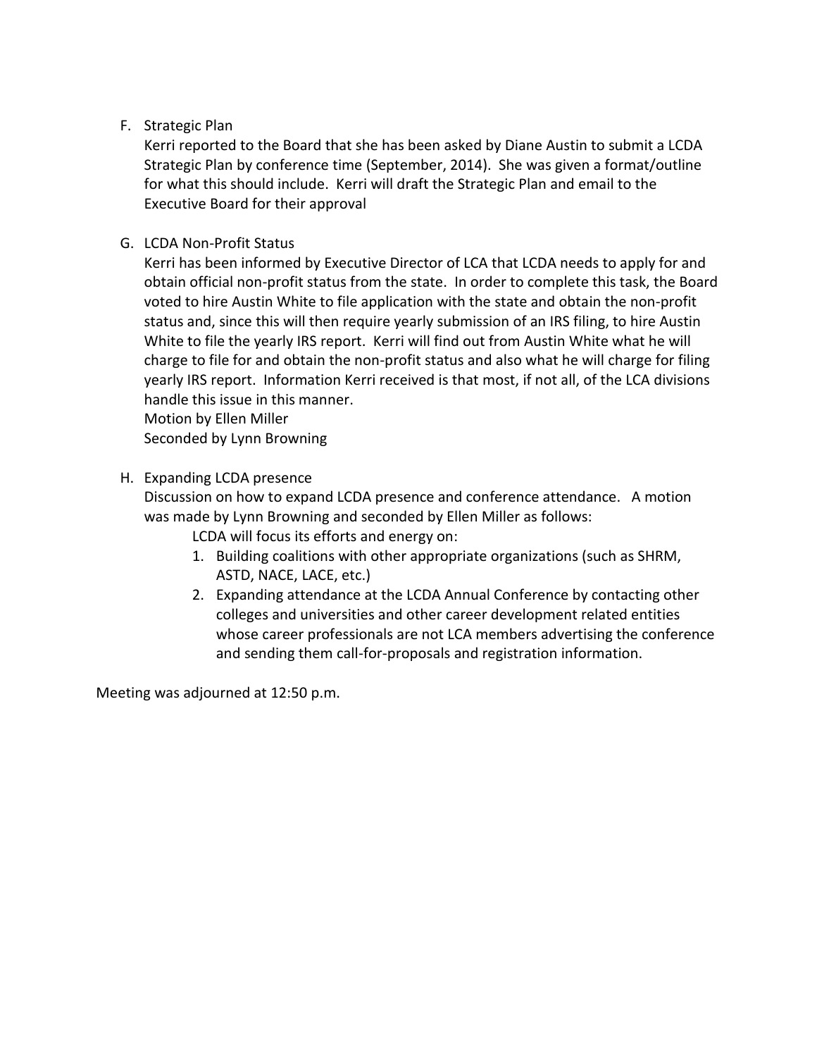F. Strategic Plan

   Kerri reported to the Board that she has been asked by Diane Austin to submit a LCDA Strategic Plan by conference time (September, 2014). She was given a format/outline for what this should include. Kerri will draft the Strategic Plan and email to the Executive Board for their approval

G. LCDA Non-Profit Status

   Kerri has been informed by Executive Director of LCA that LCDA needs to apply for and obtain official non-profit status from the state. In order to complete this task, the Board voted to hire Austin White to file application with the state and obtain the non-profit status and, since this will then require yearly submission of an IRS filing, to hire Austin White to file the yearly IRS report. Kerri will find out from Austin White what he will charge to file for and obtain the non-profit status and also what he will charge for filing yearly IRS report. Information Kerri received is that most, if not all, of the LCA divisions handle this issue in this manner.
   Motion by Ellen Miller
   Seconded by Lynn Browning

H. Expanding LCDA presence

   Discussion on how to expand LCDA presence and conference attendance. A motion was made by Lynn Browning and seconded by Ellen Miller as follows:

   LCDA will focus its efforts and energy on:

   1. Building coalitions with other appropriate organizations (such as SHRM, ASTD, NACE, LACE, etc.)
   2. Expanding attendance at the LCDA Annual Conference by contacting other colleges and universities and other career development related entities whose career professionals are not LCA members advertising the conference and sending them call-for-proposals and registration information.

Meeting was adjourned at 12:50 p.m.